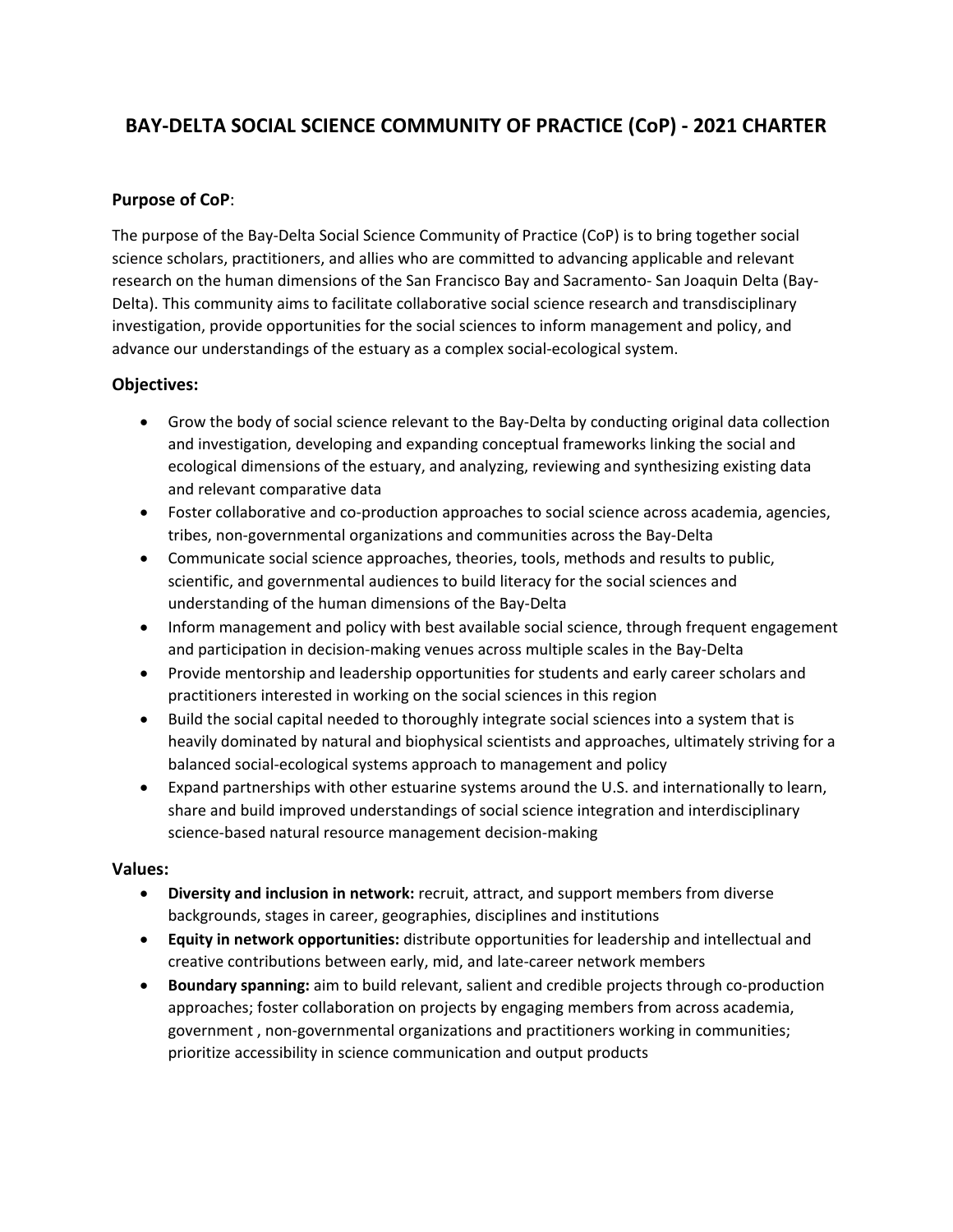# BAY-DELTA SOCIAL SCIENCE COMMUNITY OF PRACTICE (CoP) - 2021 CHARTER

## Purpose of CoP:

The purpose of the Bay-Delta Social Science Community of Practice (CoP) is to bring together social science scholars, practitioners, and allies who are committed to advancing applicable and relevant research on the human dimensions of the San Francisco Bay and Sacramento- San Joaquin Delta (Bay-Delta). This community aims to facilitate collaborative social science research and transdisciplinary investigation, provide opportunities for the social sciences to inform management and policy, and advance our understandings of the estuary as a complex social-ecological system.

## Objectives:

- Grow the body of social science relevant to the Bay-Delta by conducting original data collection and investigation, developing and expanding conceptual frameworks linking the social and ecological dimensions of the estuary, and analyzing, reviewing and synthesizing existing data and relevant comparative data
- Foster collaborative and co-production approaches to social science across academia, agencies, tribes, non-governmental organizations and communities across the Bay-Delta
- Communicate social science approaches, theories, tools, methods and results to public, scientific, and governmental audiences to build literacy for the social sciences and understanding of the human dimensions of the Bay-Delta
- Inform management and policy with best available social science, through frequent engagement and participation in decision-making venues across multiple scales in the Bay-Delta
- Provide mentorship and leadership opportunities for students and early career scholars and practitioners interested in working on the social sciences in this region
- Build the social capital needed to thoroughly integrate social sciences into a system that is heavily dominated by natural and biophysical scientists and approaches, ultimately striving for a balanced social-ecological systems approach to management and policy
- Expand partnerships with other estuarine systems around the U.S. and internationally to learn, share and build improved understandings of social science integration and interdisciplinary science-based natural resource management decision-making

## Values:

- **Diversity and inclusion in network:** recruit, attract, and support members from diverse backgrounds, stages in career, geographies, disciplines and institutions
- **Equity in network opportunities:** distribute opportunities for leadership and intellectual and creative contributions between early, mid, and late-career network members
- **Boundary spanning:** aim to build relevant, salient and credible projects through co-production approaches; foster collaboration on projects by engaging members from across academia, government , non-governmental organizations and practitioners working in communities; prioritize accessibility in science communication and output products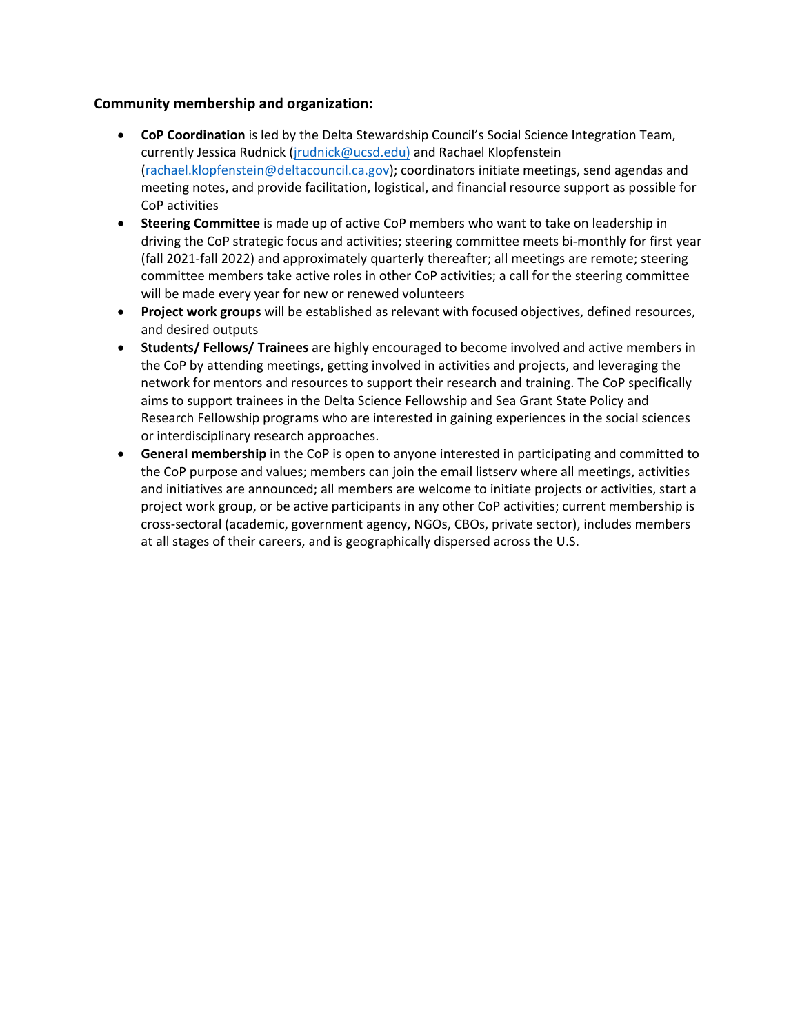**Community membership and organization:**

- **CoP Coordination** is led by the Delta Stewardship Council's Social Science Integration Team, currently Jessica Rudnick (jrudnick@ucsd.edu) and Rachael Klopfenstein (rachael.klopfenstein@deltacouncil.ca.gov); coordinators initiate meetings, send agendas and meeting notes, and provide facilitation, logistical, and financial resource support as possible for CoP activities
- **Steering Committee** is made up of active CoP members who want to take on leadership in driving the CoP strategic focus and activities; steering committee meets bi-monthly for first year (fall 2021-fall 2022) and approximately quarterly thereafter; all meetings are remote; steering committee members take active roles in other CoP activities; a call for the steering committee will be made every year for new or renewed volunteers
- **Project work groups** will be established as relevant with focused objectives, defined resources, and desired outputs
- **Students/ Fellows/ Trainees** are highly encouraged to become involved and active members in the CoP by attending meetings, getting involved in activities and projects, and leveraging the network for mentors and resources to support their research and training. The CoP specifically aims to support trainees in the Delta Science Fellowship and Sea Grant State Policy and Research Fellowship programs who are interested in gaining experiences in the social sciences or interdisciplinary research approaches.
- **General membership** in the CoP is open to anyone interested in participating and committed to the CoP purpose and values; members can join the email listserv where all meetings, activities and initiatives are announced; all members are welcome to initiate projects or activities, start a project work group, or be active participants in any other CoP activities; current membership is cross-sectoral (academic, government agency, NGOs, CBOs, private sector), includes members at all stages of their careers, and is geographically dispersed across the U.S.